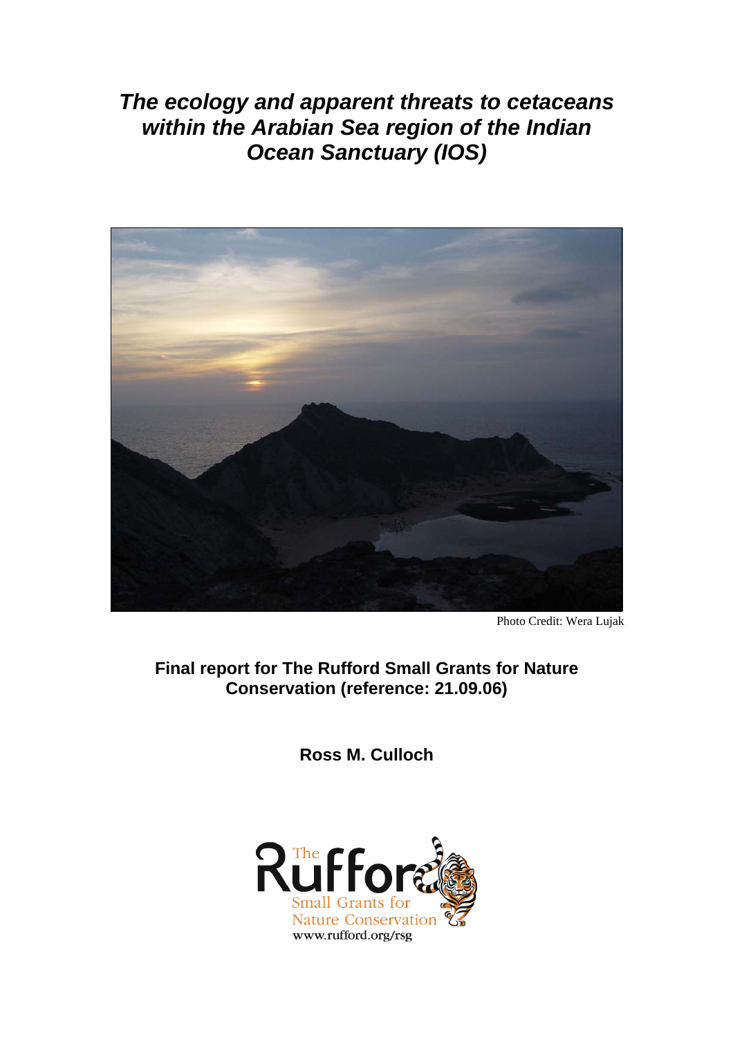# *The ecology and apparent threats to cetaceans within the Arabian Sea region of the Indian Ocean Sanctuary (IOS)*

Photo Credit: Wera Lujak

**Final report for The Rufford Small Grants for Nature Conservation (reference: 21.09.06)**

**Ross M. Culloch**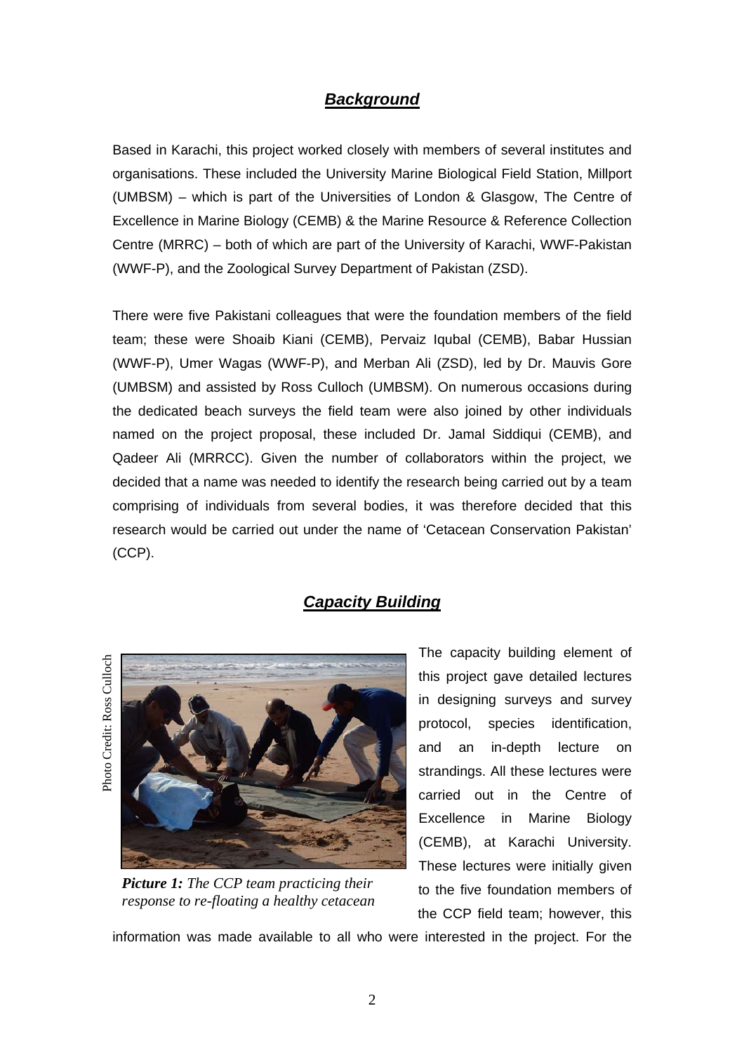## ***Background***

Based in Karachi, this project worked closely with members of several institutes and organisations. These included the University Marine Biological Field Station, Millport (UMBSM) – which is part of the Universities of London & Glasgow, The Centre of Excellence in Marine Biology (CEMB) & the Marine Resource & Reference Collection Centre (MRRC) – both of which are part of the University of Karachi, WWF-Pakistan (WWF-P), and the Zoological Survey Department of Pakistan (ZSD).

There were five Pakistani colleagues that were the foundation members of the field team; these were Shoaib Kiani (CEMB), Pervaiz Iqubal (CEMB), Babar Hussian (WWF-P), Umer Wagas (WWF-P), and Merban Ali (ZSD), led by Dr. Mauvis Gore (UMBSM) and assisted by Ross Culloch (UMBSM). On numerous occasions during the dedicated beach surveys the field team were also joined by other individuals named on the project proposal, these included Dr. Jamal Siddiqui (CEMB), and Qadeer Ali (MRRCC). Given the number of collaborators within the project, we decided that a name was needed to identify the research being carried out by a team comprising of individuals from several bodies, it was therefore decided that this research would be carried out under the name of 'Cetacean Conservation Pakistan' (CCP).

## ***Capacity Building***

Photo Credit: Ross Culloch

***Picture 1:*** *The CCP team practicing their response to re-floating a healthy cetacean*

The capacity building element of this project gave detailed lectures in designing surveys and survey protocol, species identification, and an in-depth lecture on strandings. All these lectures were carried out in the Centre of Excellence in Marine Biology (CEMB), at Karachi University. These lectures were initially given to the five foundation members of the CCP field team; however, this information was made available to all who were interested in the project. For the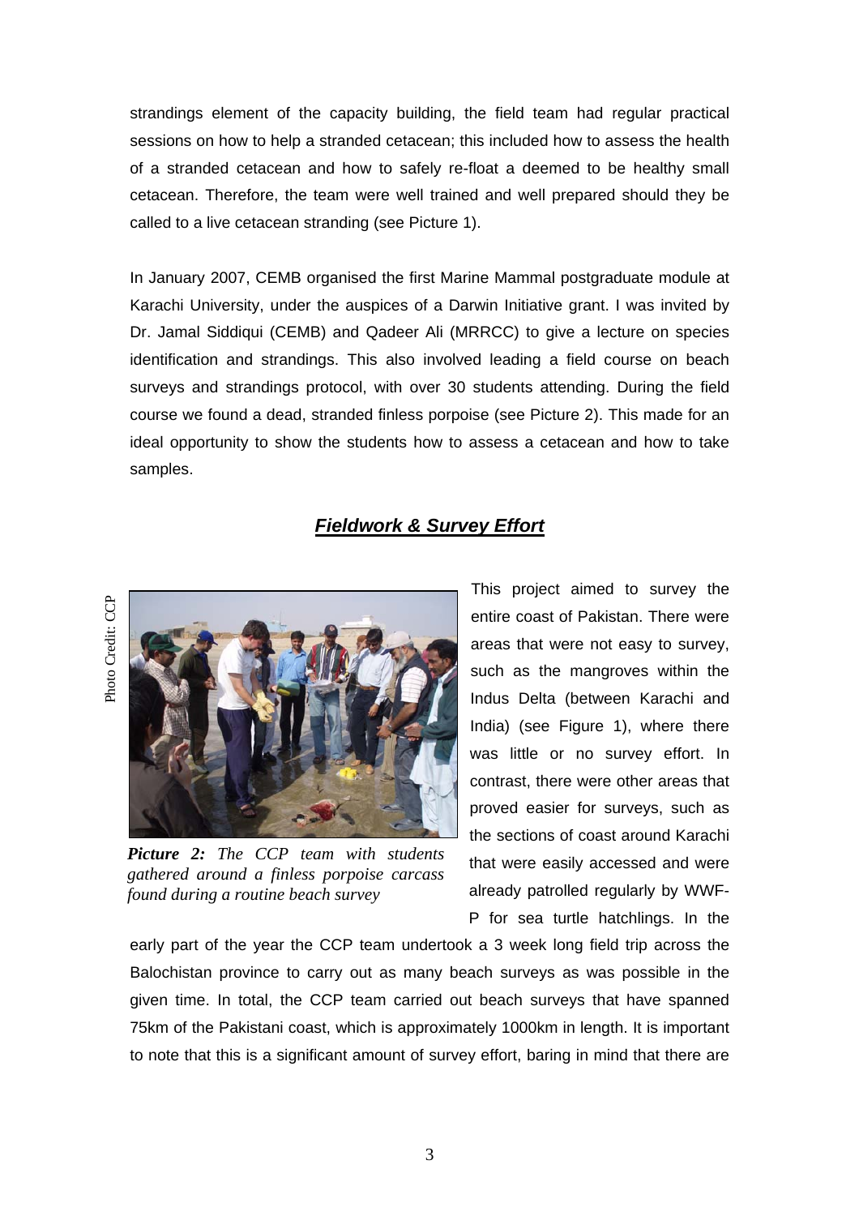strandings element of the capacity building, the field team had regular practical sessions on how to help a stranded cetacean; this included how to assess the health of a stranded cetacean and how to safely re-float a deemed to be healthy small cetacean. Therefore, the team were well trained and well prepared should they be called to a live cetacean stranding (see Picture 1).

In January 2007, CEMB organised the first Marine Mammal postgraduate module at Karachi University, under the auspices of a Darwin Initiative grant. I was invited by Dr. Jamal Siddiqui (CEMB) and Qadeer Ali (MRRCC) to give a lecture on species identification and strandings. This also involved leading a field course on beach surveys and strandings protocol, with over 30 students attending. During the field course we found a dead, stranded finless porpoise (see Picture 2). This made for an ideal opportunity to show the students how to assess a cetacean and how to take samples.

## ***Fieldwork & Survey Effort***

Photo Credit: CCP

***Picture 2:*** *The CCP team with students gathered around a finless porpoise carcass found during a routine beach survey*

This project aimed to survey the entire coast of Pakistan. There were areas that were not easy to survey, such as the mangroves within the Indus Delta (between Karachi and India) (see Figure 1), where there was little or no survey effort. In contrast, there were other areas that proved easier for surveys, such as the sections of coast around Karachi that were easily accessed and were already patrolled regularly by WWF-P for sea turtle hatchlings. In the early part of the year the CCP team undertook a 3 week long field trip across the Balochistan province to carry out as many beach surveys as was possible in the given time. In total, the CCP team carried out beach surveys that have spanned 75km of the Pakistani coast, which is approximately 1000km in length. It is important to note that this is a significant amount of survey effort, baring in mind that there are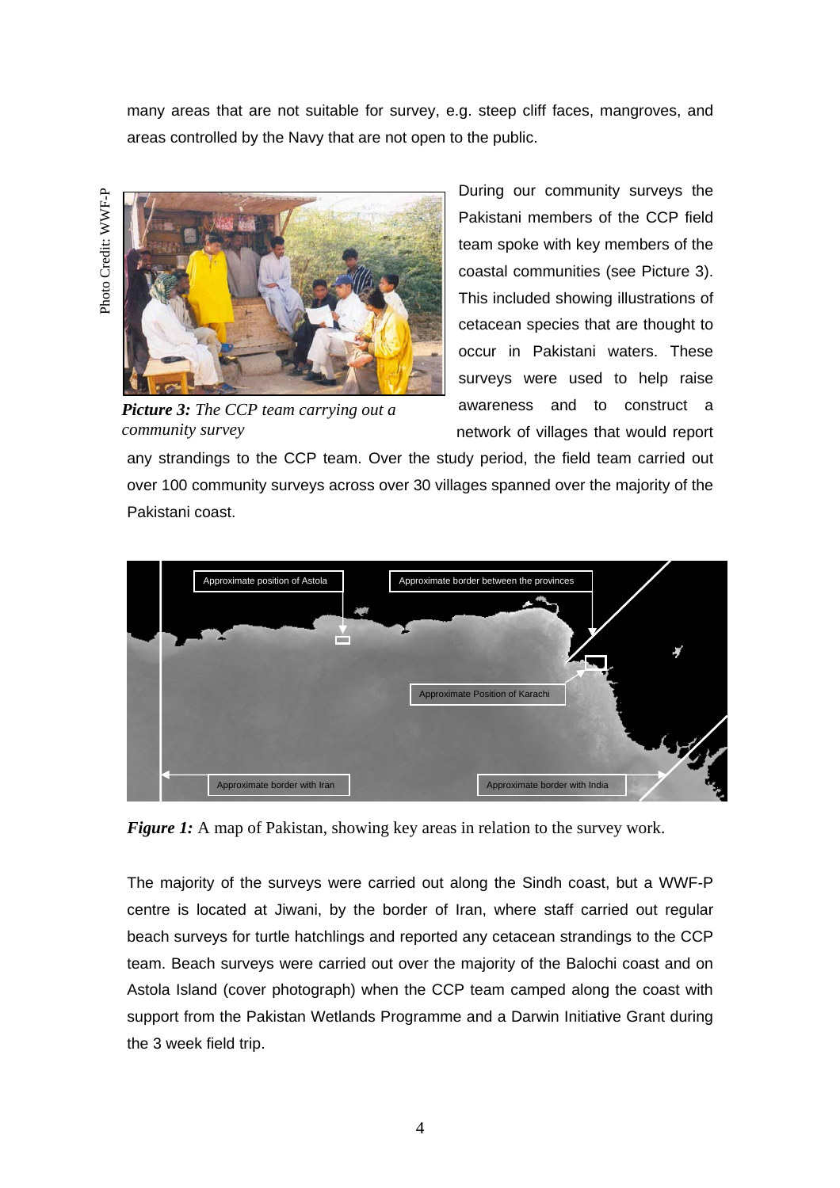many areas that are not suitable for survey, e.g. steep cliff faces, mangroves, and areas controlled by the Navy that are not open to the public.

Photo Credit: WWF-P

***Picture 3:*** *The CCP team carrying out a community survey*

During our community surveys the Pakistani members of the CCP field team spoke with key members of the coastal communities (see Picture 3). This included showing illustrations of cetacean species that are thought to occur in Pakistani waters. These surveys were used to help raise awareness and to construct a network of villages that would report any strandings to the CCP team. Over the study period, the field team carried out over 100 community surveys across over 30 villages spanned over the majority of the Pakistani coast.

Approximate position of Astola

Approximate border between the provinces

Approximate Position of Karachi

Approximate border with Iran

Approximate border with India

***Figure 1:*** A map of Pakistan, showing key areas in relation to the survey work.

The majority of the surveys were carried out along the Sindh coast, but a WWF-P centre is located at Jiwani, by the border of Iran, where staff carried out regular beach surveys for turtle hatchlings and reported any cetacean strandings to the CCP team. Beach surveys were carried out over the majority of the Balochi coast and on Astola Island (cover photograph) when the CCP team camped along the coast with support from the Pakistan Wetlands Programme and a Darwin Initiative Grant during the 3 week field trip.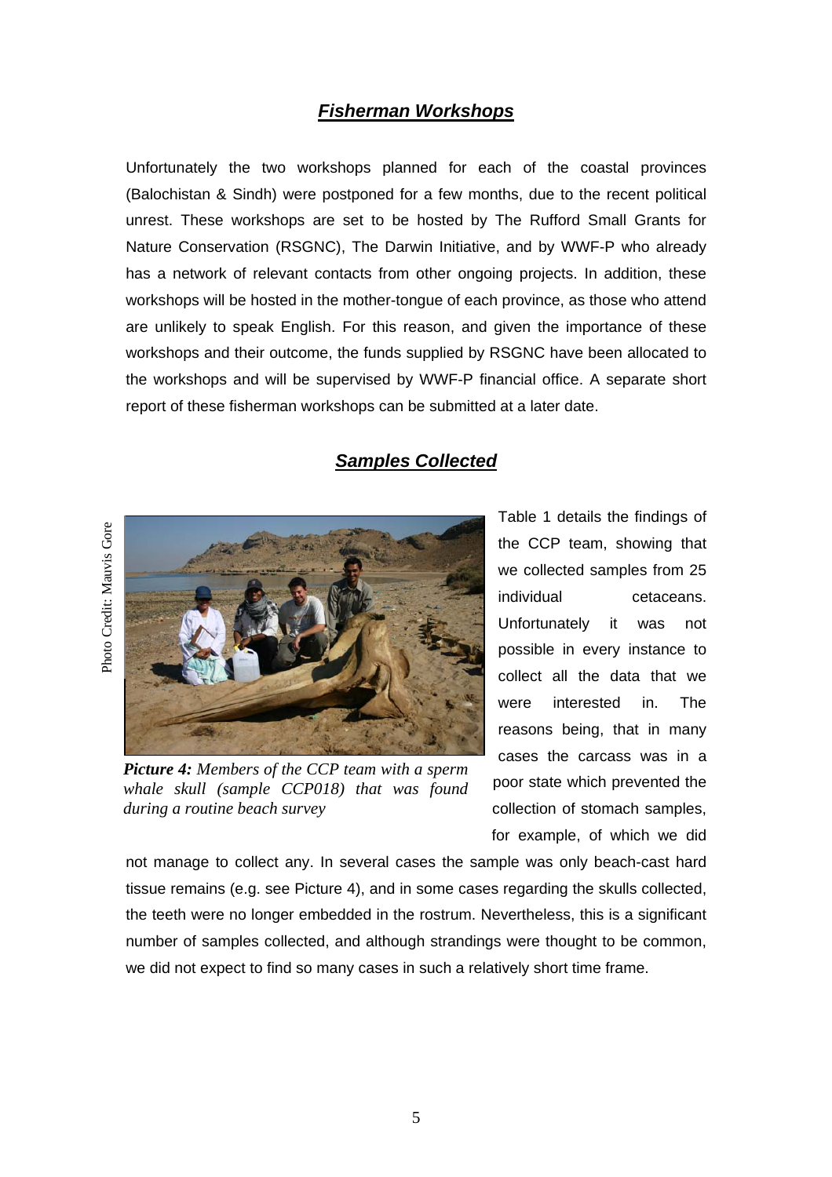## ***Fisherman Workshops***

Unfortunately the two workshops planned for each of the coastal provinces (Balochistan & Sindh) were postponed for a few months, due to the recent political unrest. These workshops are set to be hosted by The Rufford Small Grants for Nature Conservation (RSGNC), The Darwin Initiative, and by WWF-P who already has a network of relevant contacts from other ongoing projects. In addition, these workshops will be hosted in the mother-tongue of each province, as those who attend are unlikely to speak English. For this reason, and given the importance of these workshops and their outcome, the funds supplied by RSGNC have been allocated to the workshops and will be supervised by WWF-P financial office. A separate short report of these fisherman workshops can be submitted at a later date.

## ***Samples Collected***

Photo Credit: Mauvis Gore

***Picture 4:*** *Members of the CCP team with a sperm whale skull (sample CCP018) that was found during a routine beach survey*

Table 1 details the findings of the CCP team, showing that we collected samples from 25 individual cetaceans. Unfortunately it was not possible in every instance to collect all the data that we were interested in. The reasons being, that in many cases the carcass was in a poor state which prevented the collection of stomach samples, for example, of which we did not manage to collect any. In several cases the sample was only beach-cast hard tissue remains (e.g. see Picture 4), and in some cases regarding the skulls collected, the teeth were no longer embedded in the rostrum. Nevertheless, this is a significant number of samples collected, and although strandings were thought to be common, we did not expect to find so many cases in such a relatively short time frame.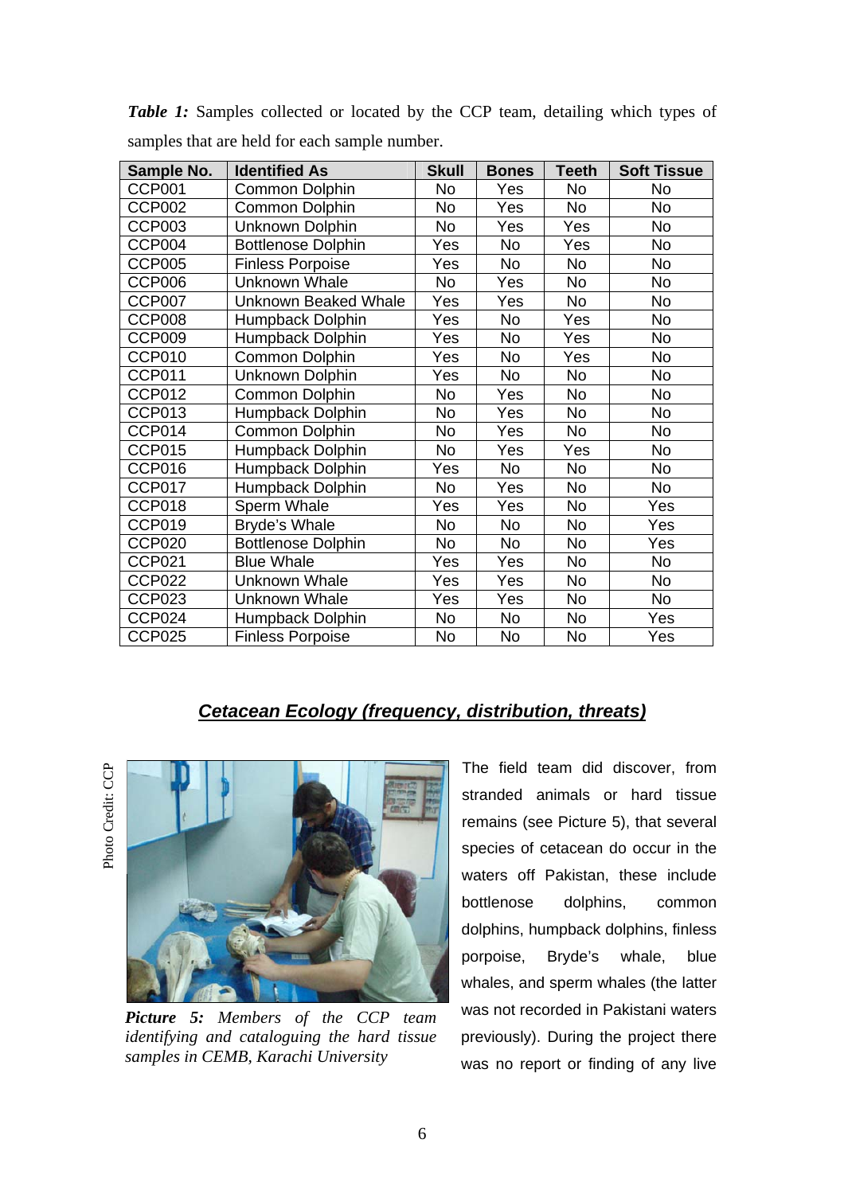***Table 1:*** Samples collected or located by the CCP team, detailing which types of samples that are held for each sample number.

| Sample No. | Identified As | Skull | Bones | Teeth | Soft Tissue |
|---|---|---|---|---|---|
| CCP001 | Common Dolphin | No | Yes | No | No |
| CCP002 | Common Dolphin | No | Yes | No | No |
| CCP003 | Unknown Dolphin | No | Yes | Yes | No |
| CCP004 | Bottlenose Dolphin | Yes | No | Yes | No |
| CCP005 | Finless Porpoise | Yes | No | No | No |
| CCP006 | Unknown Whale | No | Yes | No | No |
| CCP007 | Unknown Beaked Whale | Yes | Yes | No | No |
| CCP008 | Humpback Dolphin | Yes | No | Yes | No |
| CCP009 | Humpback Dolphin | Yes | No | Yes | No |
| CCP010 | Common Dolphin | Yes | No | Yes | No |
| CCP011 | Unknown Dolphin | Yes | No | No | No |
| CCP012 | Common Dolphin | No | Yes | No | No |
| CCP013 | Humpback Dolphin | No | Yes | No | No |
| CCP014 | Common Dolphin | No | Yes | No | No |
| CCP015 | Humpback Dolphin | No | Yes | Yes | No |
| CCP016 | Humpback Dolphin | Yes | No | No | No |
| CCP017 | Humpback Dolphin | No | Yes | No | No |
| CCP018 | Sperm Whale | Yes | Yes | No | Yes |
| CCP019 | Bryde's Whale | No | No | No | Yes |
| CCP020 | Bottlenose Dolphin | No | No | No | Yes |
| CCP021 | Blue Whale | Yes | Yes | No | No |
| CCP022 | Unknown Whale | Yes | Yes | No | No |
| CCP023 | Unknown Whale | Yes | Yes | No | No |
| CCP024 | Humpback Dolphin | No | No | No | Yes |
| CCP025 | Finless Porpoise | No | No | No | Yes |

## ***Cetacean Ecology (frequency, distribution, threats)***

Photo Credit: CCP

***Picture 5:*** *Members of the CCP team identifying and cataloguing the hard tissue samples in CEMB, Karachi University*

The field team did discover, from stranded animals or hard tissue remains (see Picture 5), that several species of cetacean do occur in the waters off Pakistan, these include bottlenose dolphins, common dolphins, humpback dolphins, finless porpoise, Bryde's whale, blue whales, and sperm whales (the latter was not recorded in Pakistani waters previously). During the project there was no report or finding of any live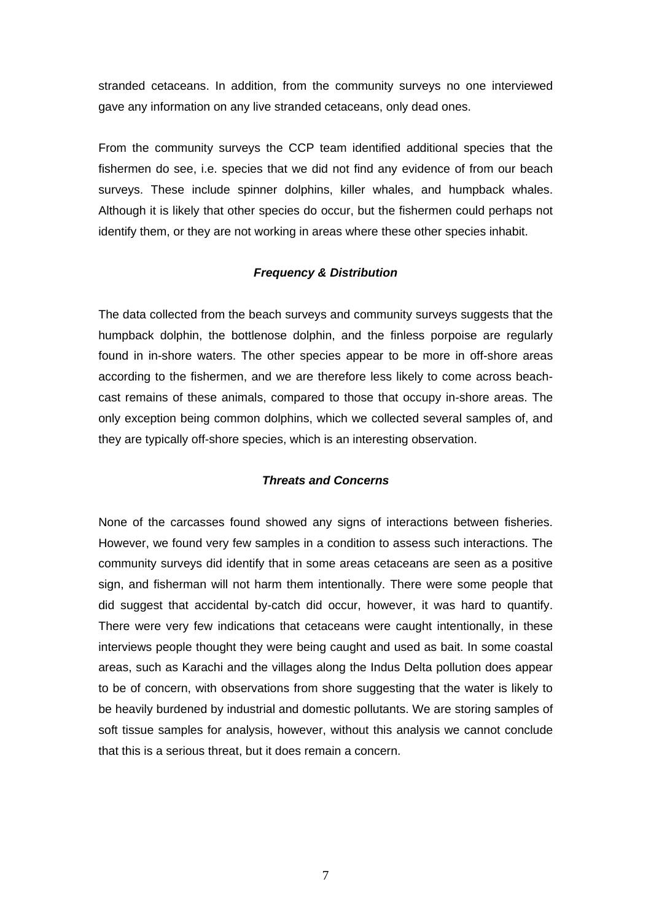stranded cetaceans. In addition, from the community surveys no one interviewed gave any information on any live stranded cetaceans, only dead ones.

From the community surveys the CCP team identified additional species that the fishermen do see, i.e. species that we did not find any evidence of from our beach surveys. These include spinner dolphins, killer whales, and humpback whales. Although it is likely that other species do occur, but the fishermen could perhaps not identify them, or they are not working in areas where these other species inhabit.

### *Frequency & Distribution*

The data collected from the beach surveys and community surveys suggests that the humpback dolphin, the bottlenose dolphin, and the finless porpoise are regularly found in in-shore waters. The other species appear to be more in off-shore areas according to the fishermen, and we are therefore less likely to come across beach-cast remains of these animals, compared to those that occupy in-shore areas. The only exception being common dolphins, which we collected several samples of, and they are typically off-shore species, which is an interesting observation.

### *Threats and Concerns*

None of the carcasses found showed any signs of interactions between fisheries. However, we found very few samples in a condition to assess such interactions. The community surveys did identify that in some areas cetaceans are seen as a positive sign, and fisherman will not harm them intentionally. There were some people that did suggest that accidental by-catch did occur, however, it was hard to quantify. There were very few indications that cetaceans were caught intentionally, in these interviews people thought they were being caught and used as bait. In some coastal areas, such as Karachi and the villages along the Indus Delta pollution does appear to be of concern, with observations from shore suggesting that the water is likely to be heavily burdened by industrial and domestic pollutants. We are storing samples of soft tissue samples for analysis, however, without this analysis we cannot conclude that this is a serious threat, but it does remain a concern.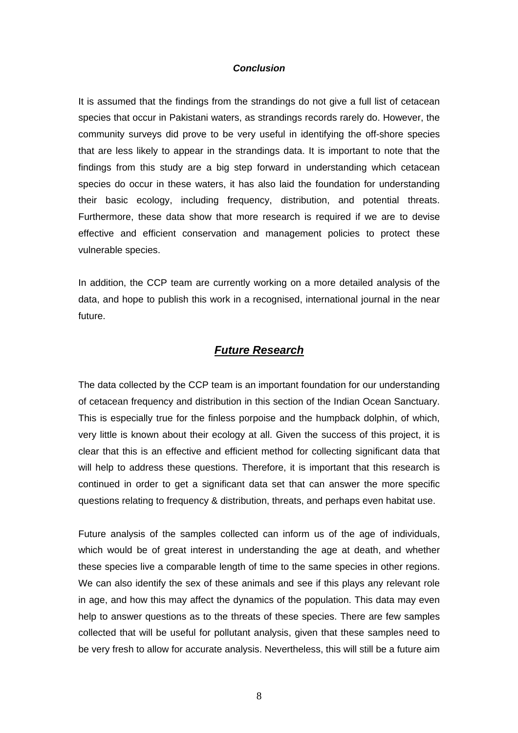### *Conclusion*

It is assumed that the findings from the strandings do not give a full list of cetacean species that occur in Pakistani waters, as strandings records rarely do. However, the community surveys did prove to be very useful in identifying the off-shore species that are less likely to appear in the strandings data. It is important to note that the findings from this study are a big step forward in understanding which cetacean species do occur in these waters, it has also laid the foundation for understanding their basic ecology, including frequency, distribution, and potential threats. Furthermore, these data show that more research is required if we are to devise effective and efficient conservation and management policies to protect these vulnerable species.

In addition, the CCP team are currently working on a more detailed analysis of the data, and hope to publish this work in a recognised, international journal in the near future.

## ***Future Research***

The data collected by the CCP team is an important foundation for our understanding of cetacean frequency and distribution in this section of the Indian Ocean Sanctuary. This is especially true for the finless porpoise and the humpback dolphin, of which, very little is known about their ecology at all. Given the success of this project, it is clear that this is an effective and efficient method for collecting significant data that will help to address these questions. Therefore, it is important that this research is continued in order to get a significant data set that can answer the more specific questions relating to frequency & distribution, threats, and perhaps even habitat use.

Future analysis of the samples collected can inform us of the age of individuals, which would be of great interest in understanding the age at death, and whether these species live a comparable length of time to the same species in other regions. We can also identify the sex of these animals and see if this plays any relevant role in age, and how this may affect the dynamics of the population. This data may even help to answer questions as to the threats of these species. There are few samples collected that will be useful for pollutant analysis, given that these samples need to be very fresh to allow for accurate analysis. Nevertheless, this will still be a future aim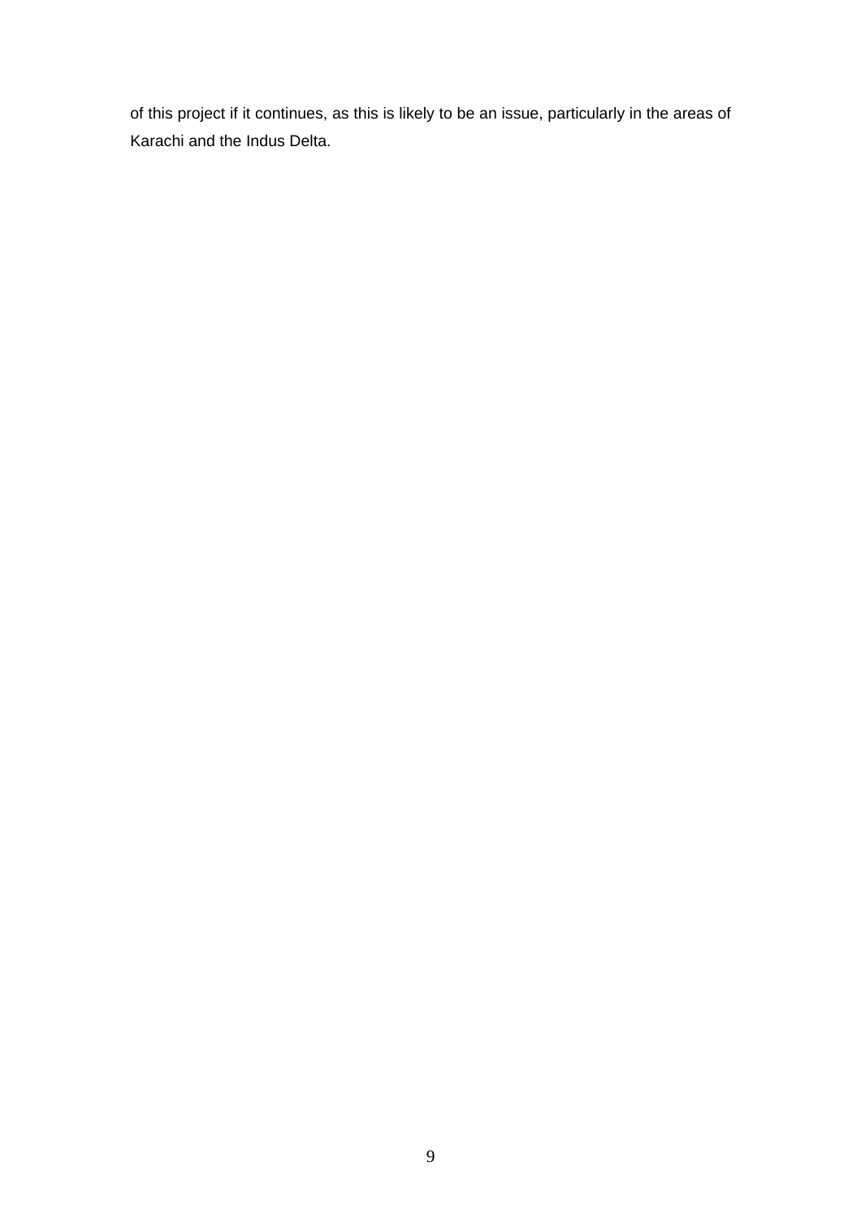of this project if it continues, as this is likely to be an issue, particularly in the areas of Karachi and the Indus Delta.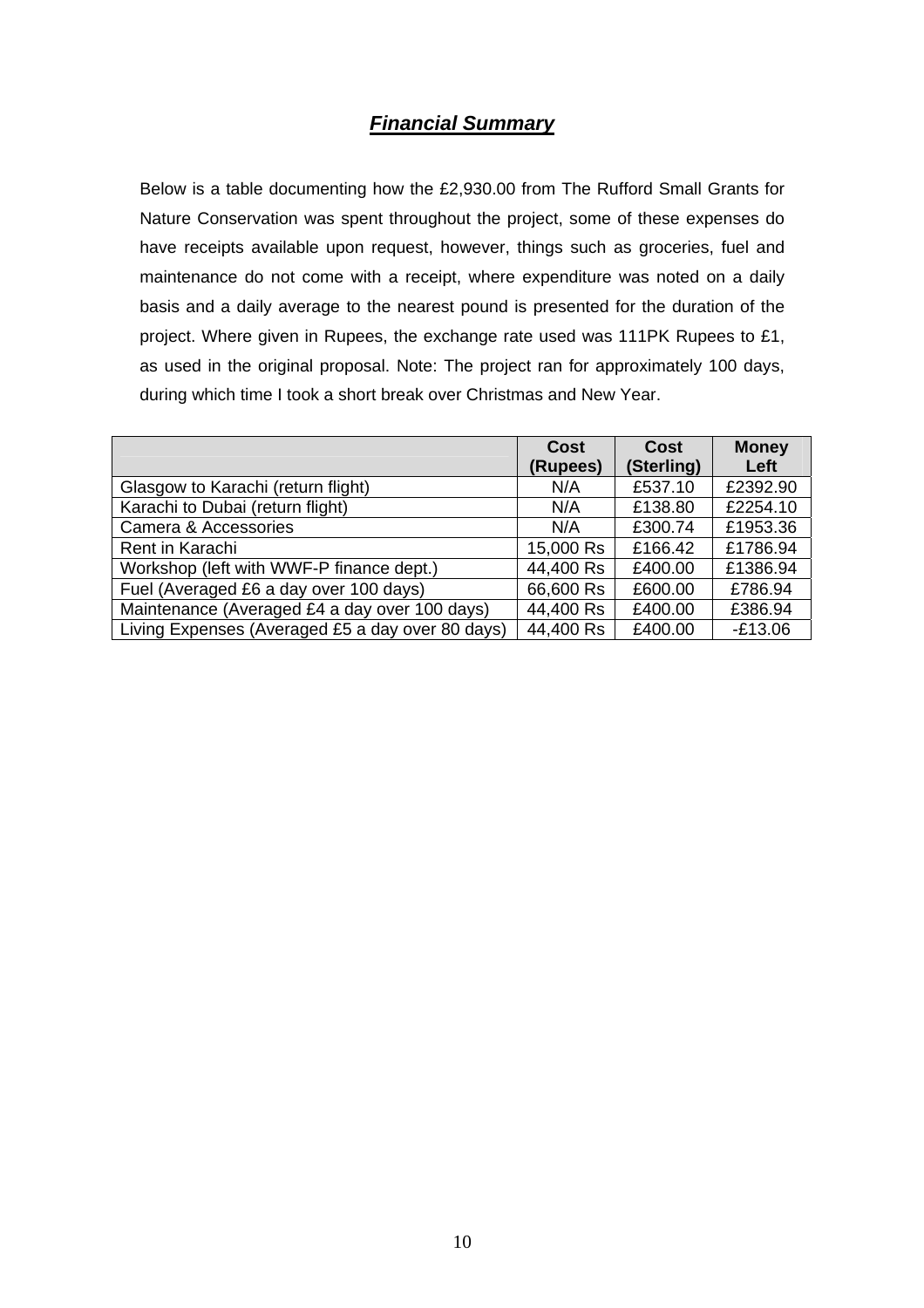## ***Financial Summary***

Below is a table documenting how the £2,930.00 from The Rufford Small Grants for Nature Conservation was spent throughout the project, some of these expenses do have receipts available upon request, however, things such as groceries, fuel and maintenance do not come with a receipt, where expenditure was noted on a daily basis and a daily average to the nearest pound is presented for the duration of the project. Where given in Rupees, the exchange rate used was 111PK Rupees to £1, as used in the original proposal. Note: The project ran for approximately 100 days, during which time I took a short break over Christmas and New Year.

| | Cost (Rupees) | Cost (Sterling) | Money Left |
|---|---|---|---|
| Glasgow to Karachi (return flight) | N/A | £537.10 | £2392.90 |
| Karachi to Dubai (return flight) | N/A | £138.80 | £2254.10 |
| Camera & Accessories | N/A | £300.74 | £1953.36 |
| Rent in Karachi | 15,000 Rs | £166.42 | £1786.94 |
| Workshop (left with WWF-P finance dept.) | 44,400 Rs | £400.00 | £1386.94 |
| Fuel (Averaged £6 a day over 100 days) | 66,600 Rs | £600.00 | £786.94 |
| Maintenance (Averaged £4 a day over 100 days) | 44,400 Rs | £400.00 | £386.94 |
| Living Expenses (Averaged £5 a day over 80 days) | 44,400 Rs | £400.00 | -£13.06 |